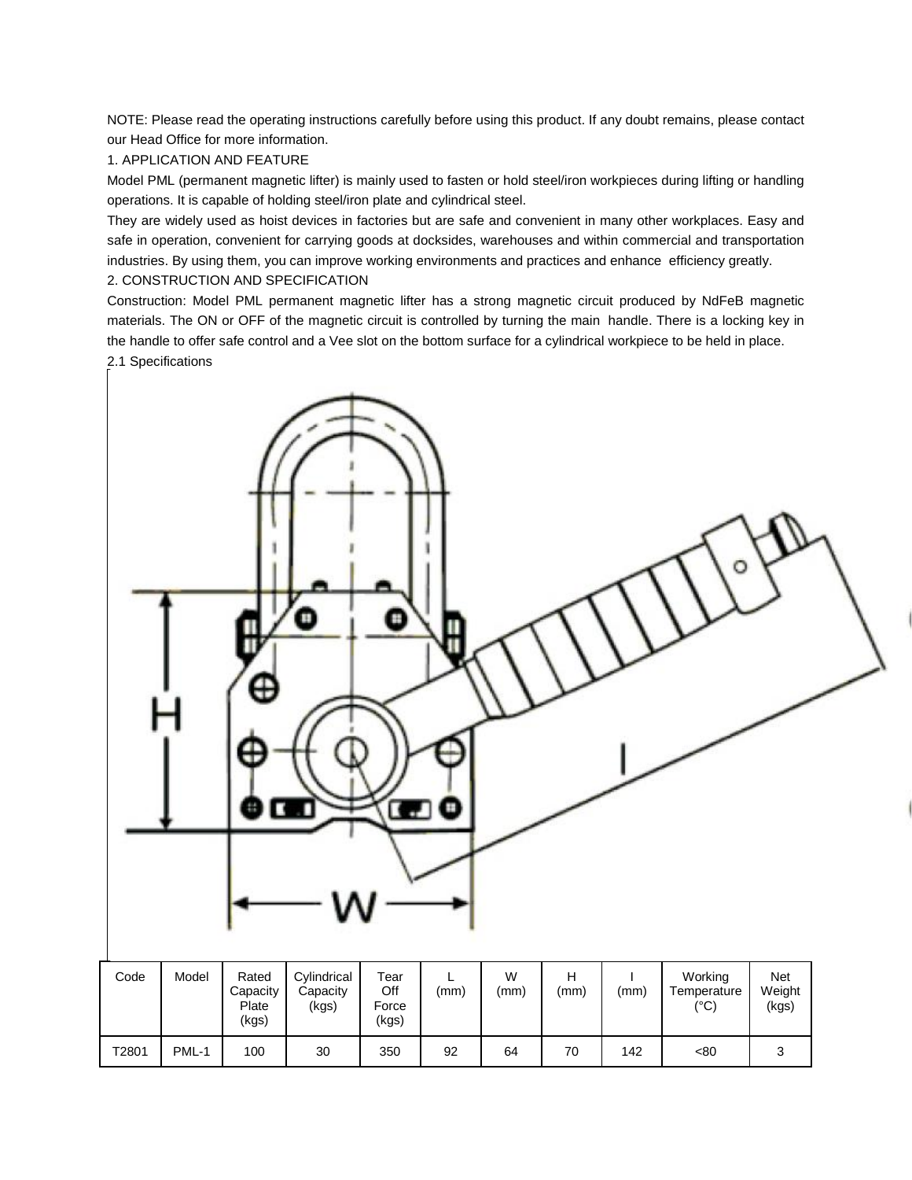NOTE: Please read the operating instructions carefully before using this product. If any doubt remains, please contact our Head Office for more information.

## 1. APPLICATION AND FEATURE

Model PML (permanent magnetic lifter) is mainly used to fasten or hold steel/iron workpieces during lifting or handling operations. It is capable of holding steel/iron plate and cylindrical steel.

They are widely used as hoist devices in factories but are safe and convenient in many other workplaces. Easy and safe in operation, convenient for carrying goods at docksides, warehouses and within commercial and transportation industries. By using them, you can improve working environments and practices and enhance efficiency greatly.

## 2. CONSTRUCTION AND SPECIFICATION

Construction: Model PML permanent magnetic lifter has a strong magnetic circuit produced by NdFeB magnetic materials. The ON or OFF of the magnetic circuit is controlled by turning the main handle. There is a locking key in the handle to offer safe control and a Vee slot on the bottom surface for a cylindrical workpiece to be held in place.

### 2.1 Specifications

| Code | Model | Rated Capacity Plate (kgs) | Cylindrical Capacity (kgs) | Tear Off Force (kgs) | L (mm) | W (mm) | H (mm) | I (mm) | Working Temperature (°C) | Net Weight (kgs) |
|---|---|---|---|---|---|---|---|---|---|---|
| T2801 | PML-1 | 100 | 30 | 350 | 92 | 64 | 70 | 142 | <80 | 3 |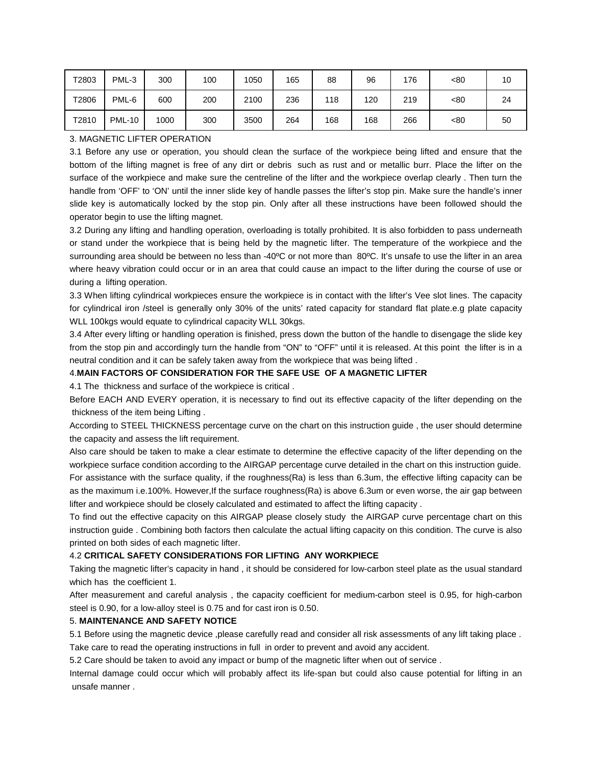| T2803 | PML-3 | 300 | 100 | 1050 | 165 | 88 | 96 | 176 | <80 | 10 |
|---|---|---|---|---|---|---|---|---|---|---|
| T2806 | PML-6 | 600 | 200 | 2100 | 236 | 118 | 120 | 219 | <80 | 24 |
| T2810 | PML-10 | 1000 | 300 | 3500 | 264 | 168 | 168 | 266 | <80 | 50 |

3. MAGNETIC LIFTER OPERATION

3.1 Before any use or operation, you should clean the surface of the workpiece being lifted and ensure that the bottom of the lifting magnet is free of any dirt or debris such as rust and or metallic burr. Place the lifter on the surface of the workpiece and make sure the centreline of the lifter and the workpiece overlap clearly . Then turn the handle from 'OFF' to 'ON' until the inner slide key of handle passes the lifter's stop pin. Make sure the handle's inner slide key is automatically locked by the stop pin. Only after all these instructions have been followed should the operator begin to use the lifting magnet.

3.2 During any lifting and handling operation, overloading is totally prohibited. It is also forbidden to pass underneath or stand under the workpiece that is being held by the magnetic lifter. The temperature of the workpiece and the surrounding area should be between no less than -40ºC or not more than 80ºC. It's unsafe to use the lifter in an area where heavy vibration could occur or in an area that could cause an impact to the lifter during the course of use or during a lifting operation.

3.3 When lifting cylindrical workpieces ensure the workpiece is in contact with the lifter's Vee slot lines. The capacity for cylindrical iron /steel is generally only 30% of the units' rated capacity for standard flat plate.e.g plate capacity WLL 100kgs would equate to cylindrical capacity WLL 30kgs.

3.4 After every lifting or handling operation is finished, press down the button of the handle to disengage the slide key from the stop pin and accordingly turn the handle from "ON" to "OFF" until it is released. At this point the lifter is in a neutral condition and it can be safely taken away from the workpiece that was being lifted .

4.**MAIN FACTORS OF CONSIDERATION FOR THE SAFE USE OF A MAGNETIC LIFTER**

4.1 The thickness and surface of the workpiece is critical .

Before EACH AND EVERY operation, it is necessary to find out its effective capacity of the lifter depending on the thickness of the item being Lifting .

According to STEEL THICKNESS percentage curve on the chart on this instruction guide , the user should determine the capacity and assess the lift requirement.

Also care should be taken to make a clear estimate to determine the effective capacity of the lifter depending on the workpiece surface condition according to the AIRGAP percentage curve detailed in the chart on this instruction guide. For assistance with the surface quality, if the roughness(Ra) is less than 6.3um, the effective lifting capacity can be as the maximum i.e.100%. However,If the surface roughness(Ra) is above 6.3um or even worse, the air gap between lifter and workpiece should be closely calculated and estimated to affect the lifting capacity .

To find out the effective capacity on this AIRGAP please closely study the AIRGAP curve percentage chart on this instruction guide . Combining both factors then calculate the actual lifting capacity on this condition. The curve is also printed on both sides of each magnetic lifter.

4.2 **CRITICAL SAFETY CONSIDERATIONS FOR LIFTING ANY WORKPIECE**

Taking the magnetic lifter's capacity in hand , it should be considered for low-carbon steel plate as the usual standard which has the coefficient 1.

After measurement and careful analysis , the capacity coefficient for medium-carbon steel is 0.95, for high-carbon steel is 0.90, for a low-alloy steel is 0.75 and for cast iron is 0.50.

5. **MAINTENANCE AND SAFETY NOTICE**

5.1 Before using the magnetic device ,please carefully read and consider all risk assessments of any lift taking place . Take care to read the operating instructions in full in order to prevent and avoid any accident.

5.2 Care should be taken to avoid any impact or bump of the magnetic lifter when out of service .

Internal damage could occur which will probably affect its life-span but could also cause potential for lifting in an unsafe manner .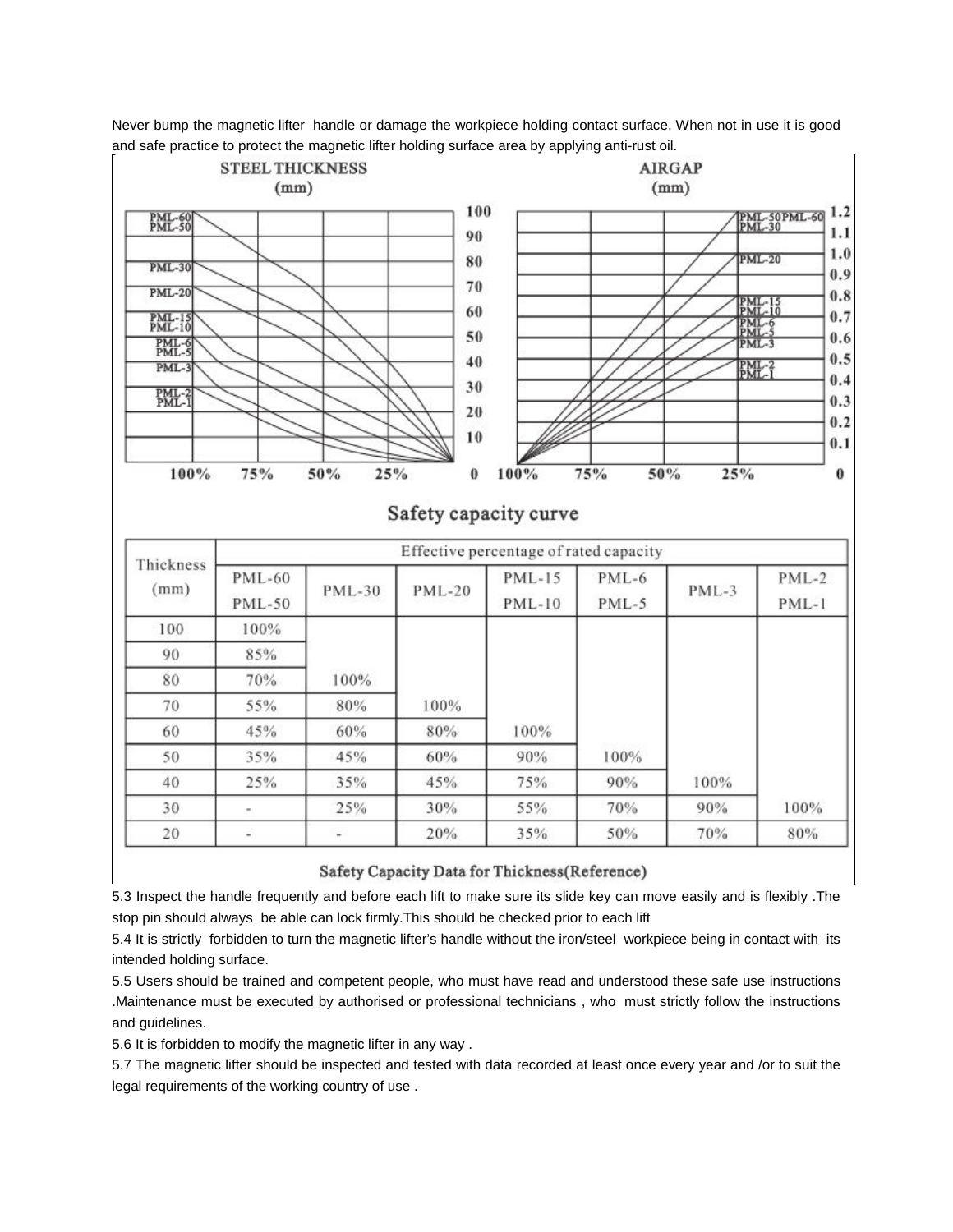Never bump the magnetic lifter handle or damage the workpiece holding contact surface. When not in use it is good and safe practice to protect the magnetic lifter holding surface area by applying anti-rust oil.

Safety capacity curve

| Thickness (mm) | Effective percentage of rated capacity | | | | | | |
|---|---|---|---|---|---|---|---|
| | PML-60 PML-50 | PML-30 | PML-20 | PML-15 PML-10 | PML-6 PML-5 | PML-3 | PML-2 PML-1 |
| 100 | 100% | | | | | | |
| 90 | 85% | | | | | | |
| 80 | 70% | 100% | | | | | |
| 70 | 55% | 80% | 100% | | | | |
| 60 | 45% | 60% | 80% | 100% | | | |
| 50 | 35% | 45% | 60% | 90% | 100% | | |
| 40 | 25% | 35% | 45% | 75% | 90% | 100% | |
| 30 | - | 25% | 30% | 55% | 70% | 90% | 100% |
| 20 | - | - | 20% | 35% | 50% | 70% | 80% |

Safety Capacity Data for Thickness(Reference)

5.3 Inspect the handle frequently and before each lift to make sure its slide key can move easily and is flexibly .The stop pin should always be able can lock firmly.This should be checked prior to each lift

5.4 It is strictly forbidden to turn the magnetic lifter's handle without the iron/steel workpiece being in contact with its intended holding surface.

5.5 Users should be trained and competent people, who must have read and understood these safe use instructions .Maintenance must be executed by authorised or professional technicians , who must strictly follow the instructions and guidelines.

5.6 It is forbidden to modify the magnetic lifter in any way .

5.7 The magnetic lifter should be inspected and tested with data recorded at least once every year and /or to suit the legal requirements of the working country of use .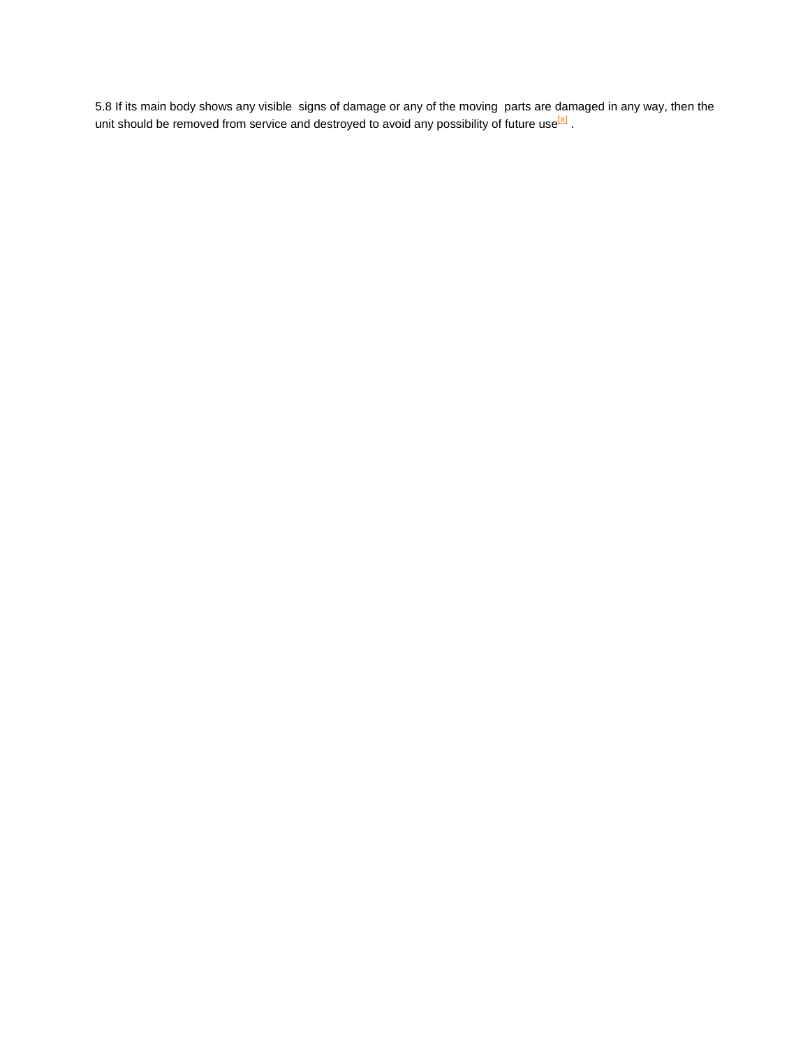5.8 If its main body shows any visible signs of damage or any of the moving parts are damaged in any way, then the unit should be removed from service and destroyed to avoid any possibility of future use[a] .